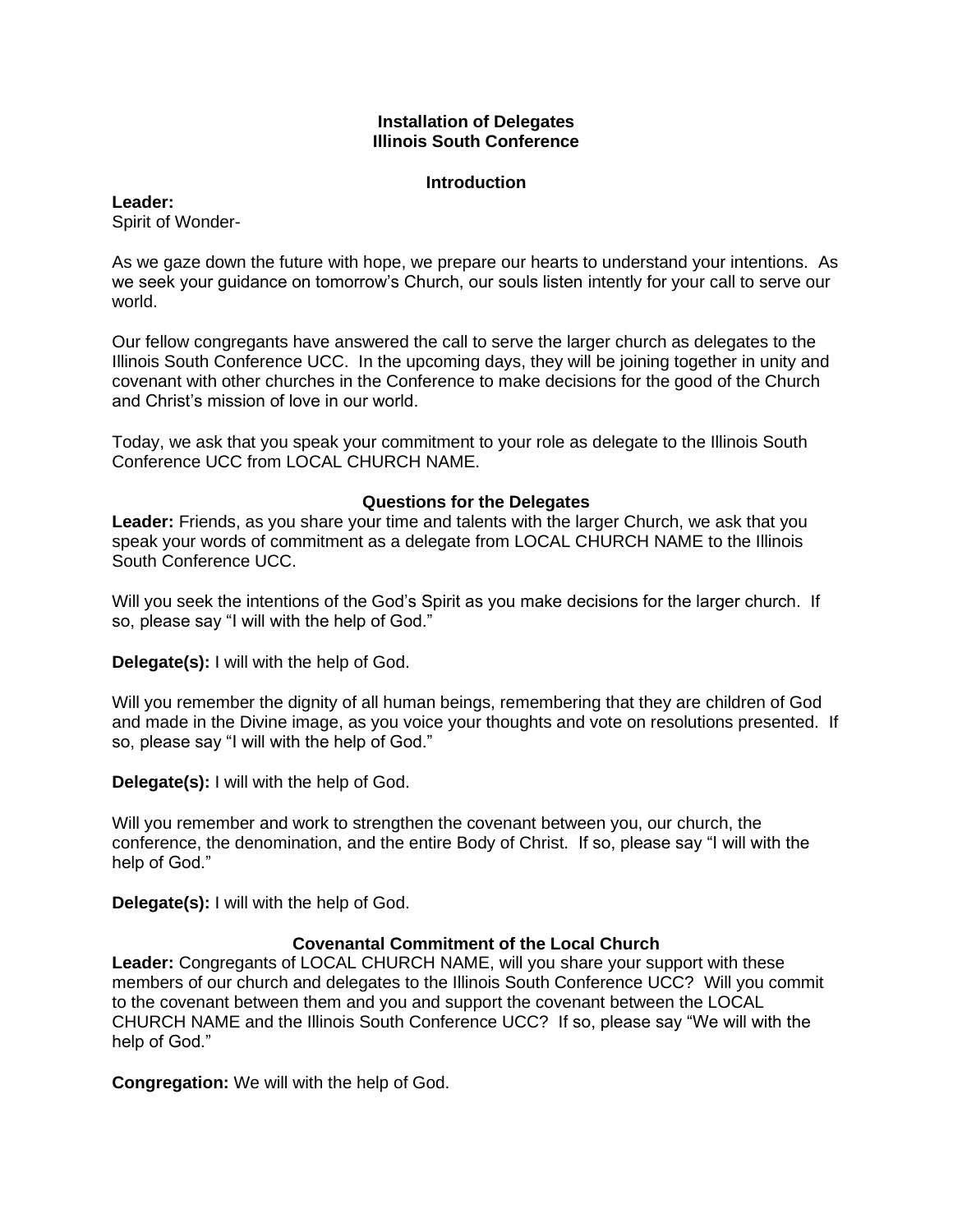# Installation of Delegates
# Illinois South Conference

## Introduction

**Leader:**
Spirit of Wonder-

As we gaze down the future with hope, we prepare our hearts to understand your intentions. As we seek your guidance on tomorrow's Church, our souls listen intently for your call to serve our world.

Our fellow congregants have answered the call to serve the larger church as delegates to the Illinois South Conference UCC. In the upcoming days, they will be joining together in unity and covenant with other churches in the Conference to make decisions for the good of the Church and Christ's mission of love in our world.

Today, we ask that you speak your commitment to your role as delegate to the Illinois South Conference UCC from LOCAL CHURCH NAME.

## Questions for the Delegates

**Leader:** Friends, as you share your time and talents with the larger Church, we ask that you speak your words of commitment as a delegate from LOCAL CHURCH NAME to the Illinois South Conference UCC.

Will you seek the intentions of the God's Spirit as you make decisions for the larger church. If so, please say "I will with the help of God."

**Delegate(s):** I will with the help of God.

Will you remember the dignity of all human beings, remembering that they are children of God and made in the Divine image, as you voice your thoughts and vote on resolutions presented. If so, please say "I will with the help of God."

**Delegate(s):** I will with the help of God.

Will you remember and work to strengthen the covenant between you, our church, the conference, the denomination, and the entire Body of Christ. If so, please say "I will with the help of God."

**Delegate(s):** I will with the help of God.

## Covenantal Commitment of the Local Church

**Leader:** Congregants of LOCAL CHURCH NAME, will you share your support with these members of our church and delegates to the Illinois South Conference UCC? Will you commit to the covenant between them and you and support the covenant between the LOCAL CHURCH NAME and the Illinois South Conference UCC? If so, please say "We will with the help of God."

**Congregation:** We will with the help of God.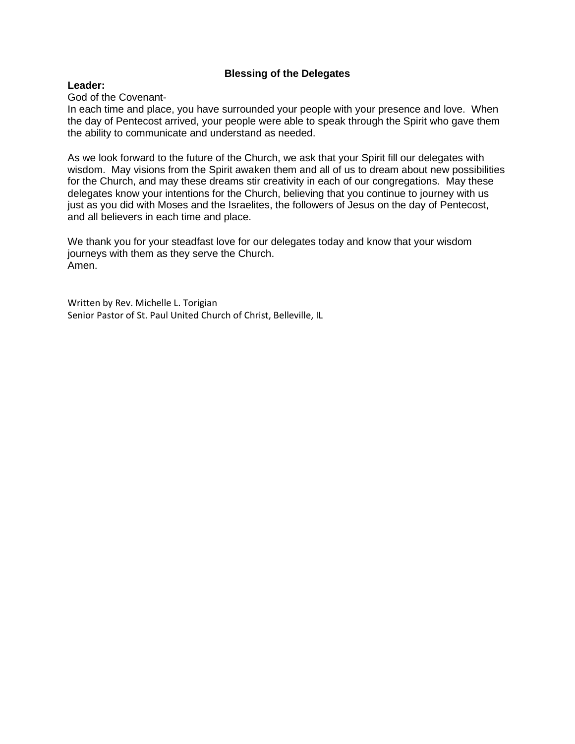### Blessing of the Delegates

**Leader:**

God of the Covenant-
In each time and place, you have surrounded your people with your presence and love. When the day of Pentecost arrived, your people were able to speak through the Spirit who gave them the ability to communicate and understand as needed.

As we look forward to the future of the Church, we ask that your Spirit fill our delegates with wisdom. May visions from the Spirit awaken them and all of us to dream about new possibilities for the Church, and may these dreams stir creativity in each of our congregations. May these delegates know your intentions for the Church, believing that you continue to journey with us just as you did with Moses and the Israelites, the followers of Jesus on the day of Pentecost, and all believers in each time and place.

We thank you for your steadfast love for our delegates today and know that your wisdom journeys with them as they serve the Church.
Amen.

Written by Rev. Michelle L. Torigian
Senior Pastor of St. Paul United Church of Christ, Belleville, IL